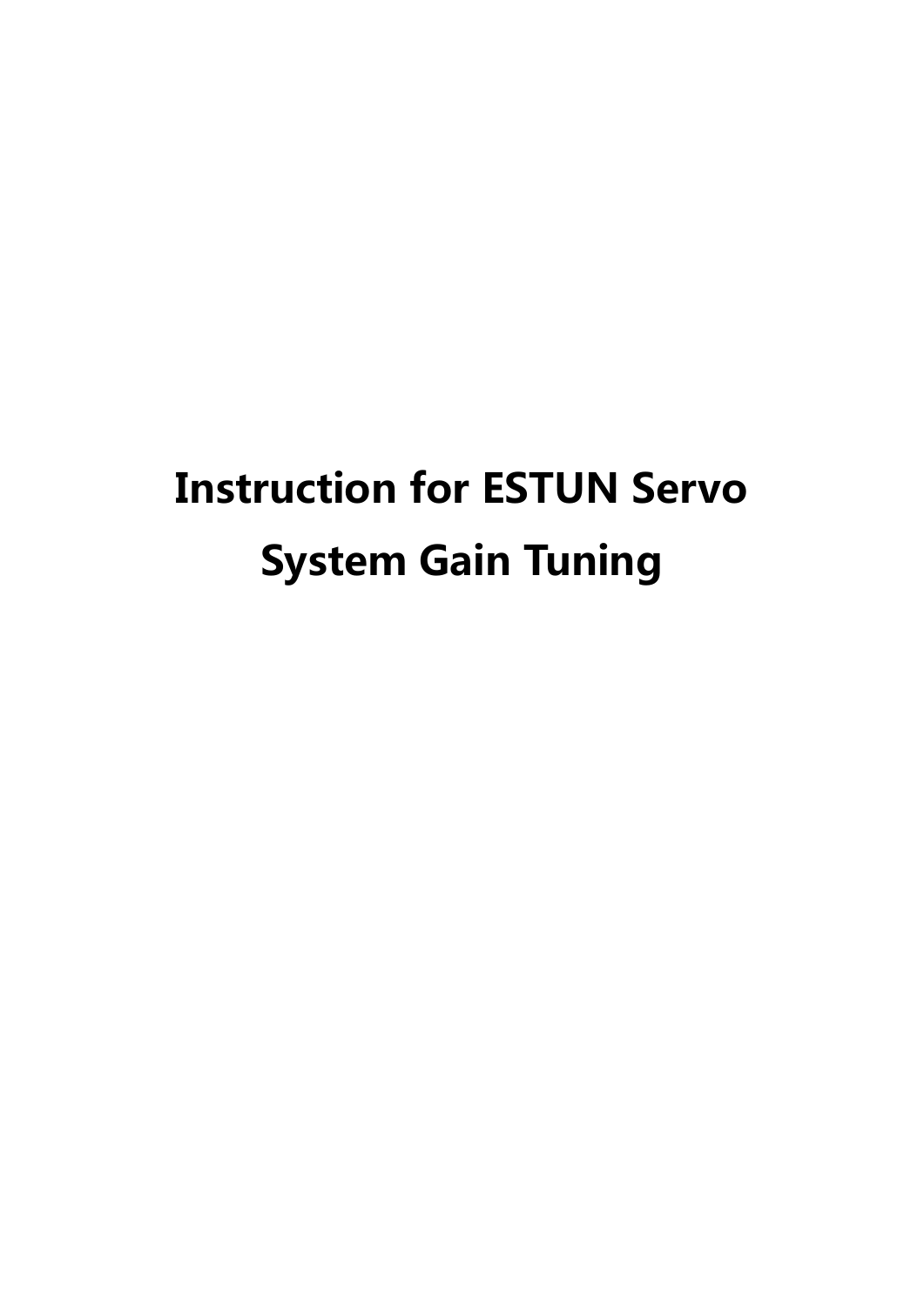# Instruction for ESTUN Servo System Gain Tuning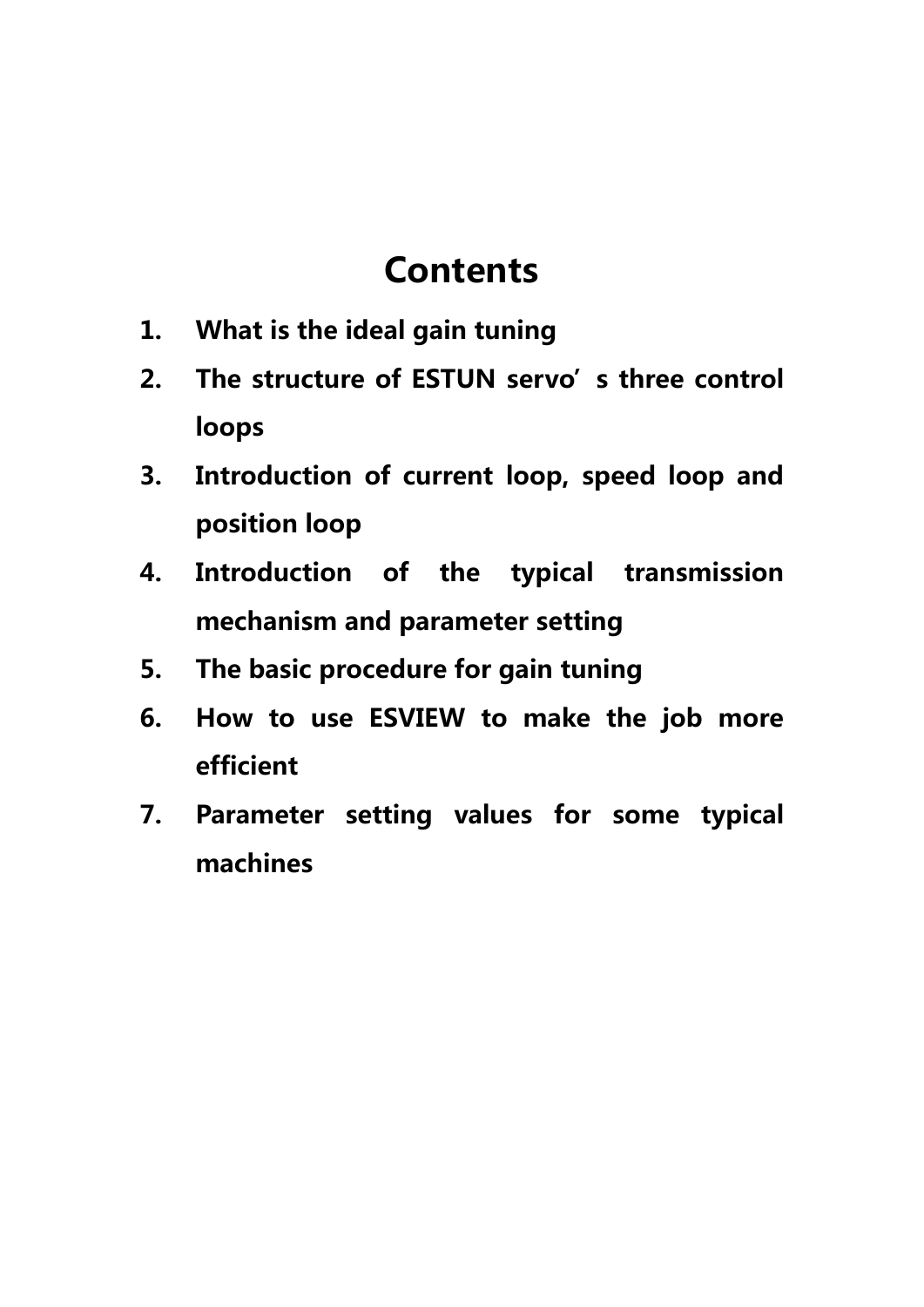# Contents

1. What is the ideal gain tuning
2. The structure of ESTUN servo’s three control loops
3. Introduction of current loop, speed loop and position loop
4. Introduction of the typical transmission mechanism and parameter setting
5. The basic procedure for gain tuning
6. How to use ESVIEW to make the job more efficient
7. Parameter setting values for some typical machines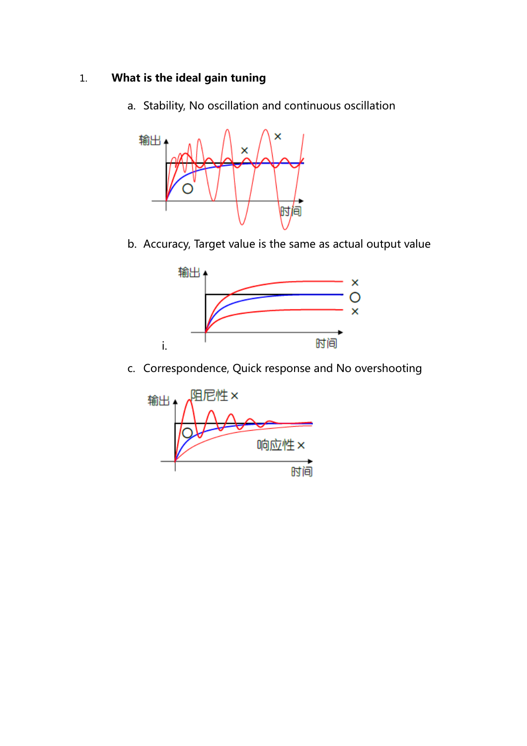1. **What is the ideal gain tuning**

   a. Stability, No oscillation and continuous oscillation

   b. Accuracy, Target value is the same as actual output value

      i.

   c. Correspondence, Quick response and No overshooting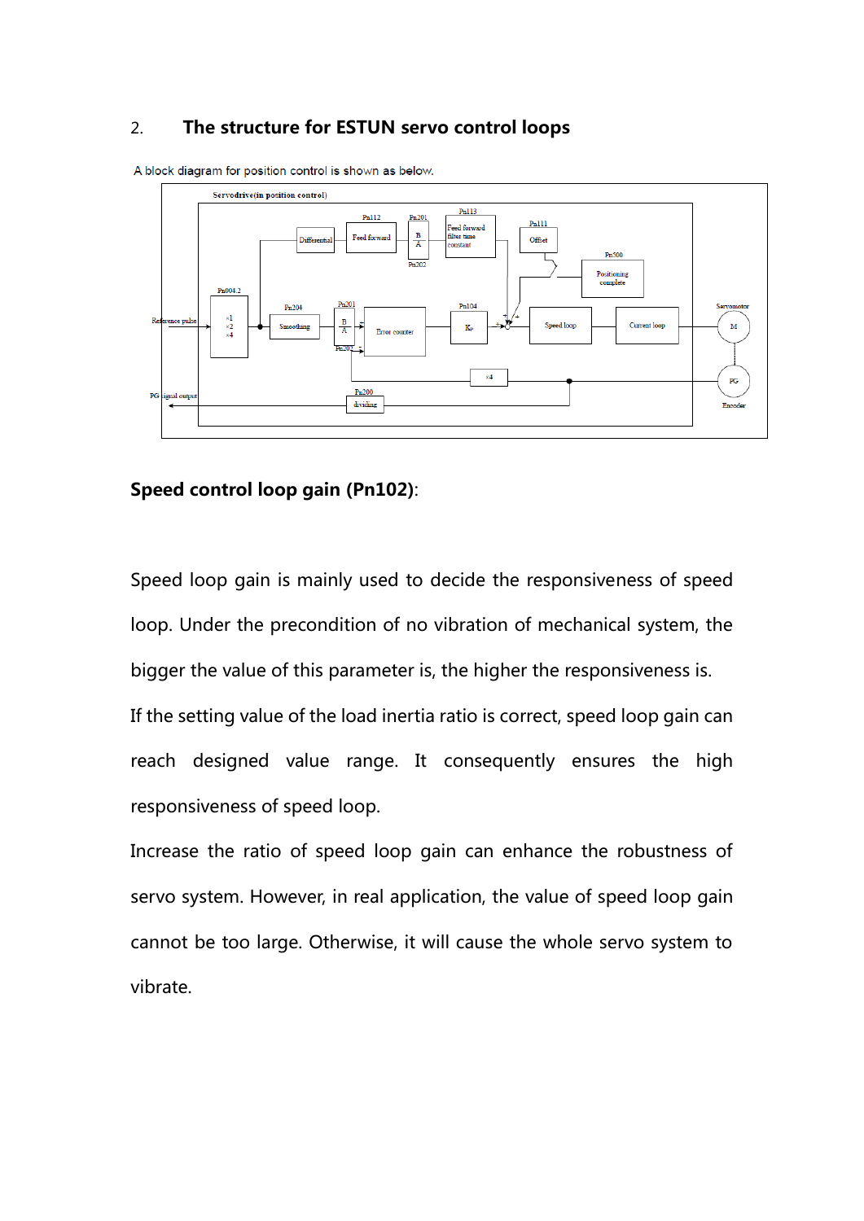2. **The structure for ESTUN servo control loops**

A block diagram for position control is shown as below.

**Speed control loop gain (Pn102)**:

Speed loop gain is mainly used to decide the responsiveness of speed loop. Under the precondition of no vibration of mechanical system, the bigger the value of this parameter is, the higher the responsiveness is.

If the setting value of the load inertia ratio is correct, speed loop gain can reach designed value range. It consequently ensures the high responsiveness of speed loop.

Increase the ratio of speed loop gain can enhance the robustness of servo system. However, in real application, the value of speed loop gain cannot be too large. Otherwise, it will cause the whole servo system to vibrate.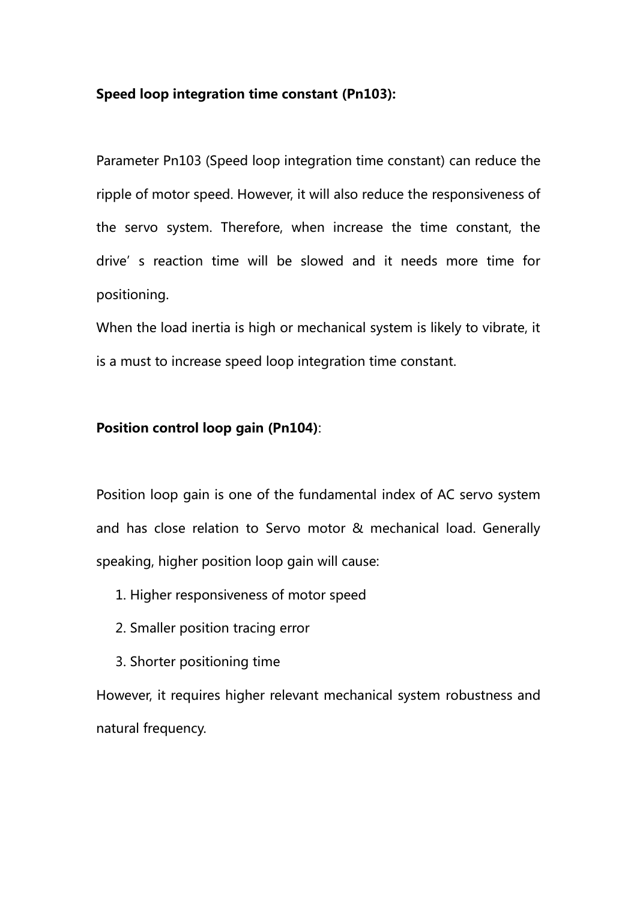**Speed loop integration time constant (Pn103):**

Parameter Pn103 (Speed loop integration time constant) can reduce the ripple of motor speed. However, it will also reduce the responsiveness of the servo system. Therefore, when increase the time constant, the drive's reaction time will be slowed and it needs more time for positioning.

When the load inertia is high or mechanical system is likely to vibrate, it is a must to increase speed loop integration time constant.

**Position control loop gain (Pn104)**:

Position loop gain is one of the fundamental index of AC servo system and has close relation to Servo motor & mechanical load. Generally speaking, higher position loop gain will cause:

1. Higher responsiveness of motor speed
2. Smaller position tracing error
3. Shorter positioning time

However, it requires higher relevant mechanical system robustness and natural frequency.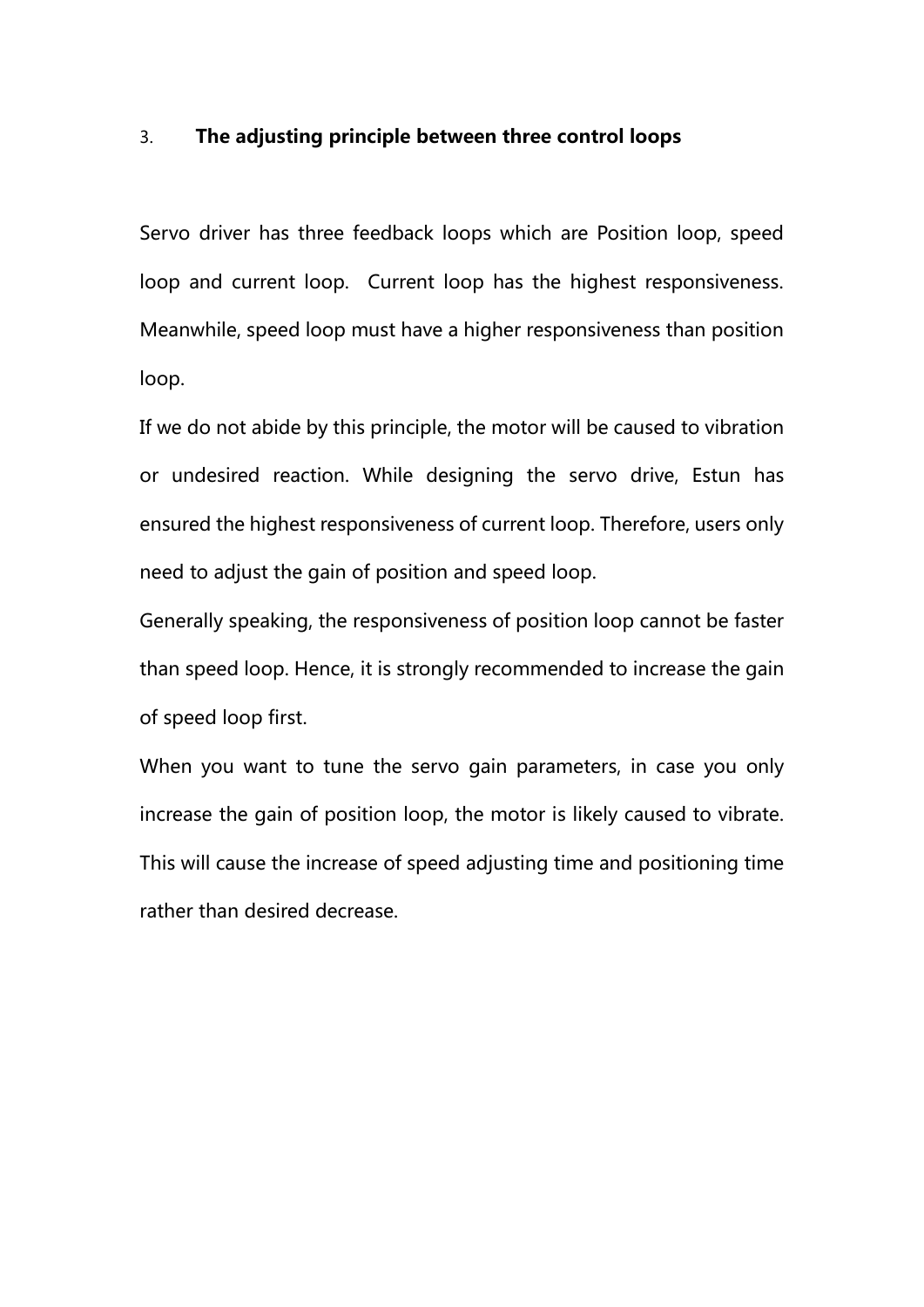## 3. The adjusting principle between three control loops

Servo driver has three feedback loops which are Position loop, speed loop and current loop. Current loop has the highest responsiveness. Meanwhile, speed loop must have a higher responsiveness than position loop.

If we do not abide by this principle, the motor will be caused to vibration or undesired reaction. While designing the servo drive, Estun has ensured the highest responsiveness of current loop. Therefore, users only need to adjust the gain of position and speed loop.

Generally speaking, the responsiveness of position loop cannot be faster than speed loop. Hence, it is strongly recommended to increase the gain of speed loop first.

When you want to tune the servo gain parameters, in case you only increase the gain of position loop, the motor is likely caused to vibrate. This will cause the increase of speed adjusting time and positioning time rather than desired decrease.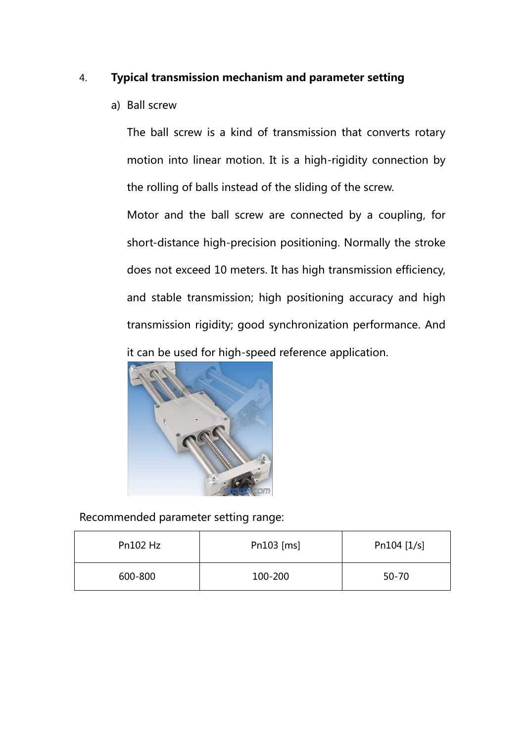4. **Typical transmission mechanism and parameter setting**

a) Ball screw

The ball screw is a kind of transmission that converts rotary motion into linear motion. It is a high-rigidity connection by the rolling of balls instead of the sliding of the screw.

Motor and the ball screw are connected by a coupling, for short-distance high-precision positioning. Normally the stroke does not exceed 10 meters. It has high transmission efficiency, and stable transmission; high positioning accuracy and high transmission rigidity; good synchronization performance. And it can be used for high-speed reference application.

Recommended parameter setting range:

| Pn102 Hz | Pn103 [ms] | Pn104 [1/s] |
| --- | --- | --- |
| 600-800 | 100-200 | 50-70 |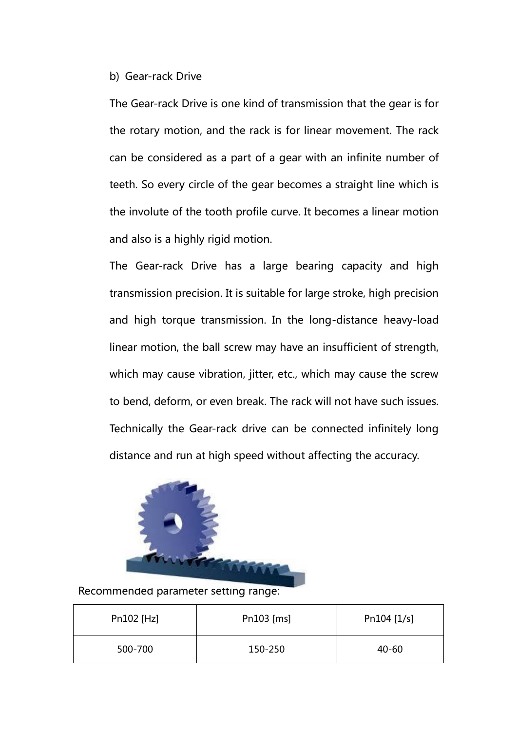b) Gear-rack Drive

The Gear-rack Drive is one kind of transmission that the gear is for the rotary motion, and the rack is for linear movement. The rack can be considered as a part of a gear with an infinite number of teeth. So every circle of the gear becomes a straight line which is the involute of the tooth profile curve. It becomes a linear motion and also is a highly rigid motion.

The Gear-rack Drive has a large bearing capacity and high transmission precision. It is suitable for large stroke, high precision and high torque transmission. In the long-distance heavy-load linear motion, the ball screw may have an insufficient of strength, which may cause vibration, jitter, etc., which may cause the screw to bend, deform, or even break. The rack will not have such issues. Technically the Gear-rack drive can be connected infinitely long distance and run at high speed without affecting the accuracy.

Recommended parameter setting range:

| Pn102 [Hz] | Pn103 [ms] | Pn104 [1/s] |
| --- | --- | --- |
| 500-700 | 150-250 | 40-60 |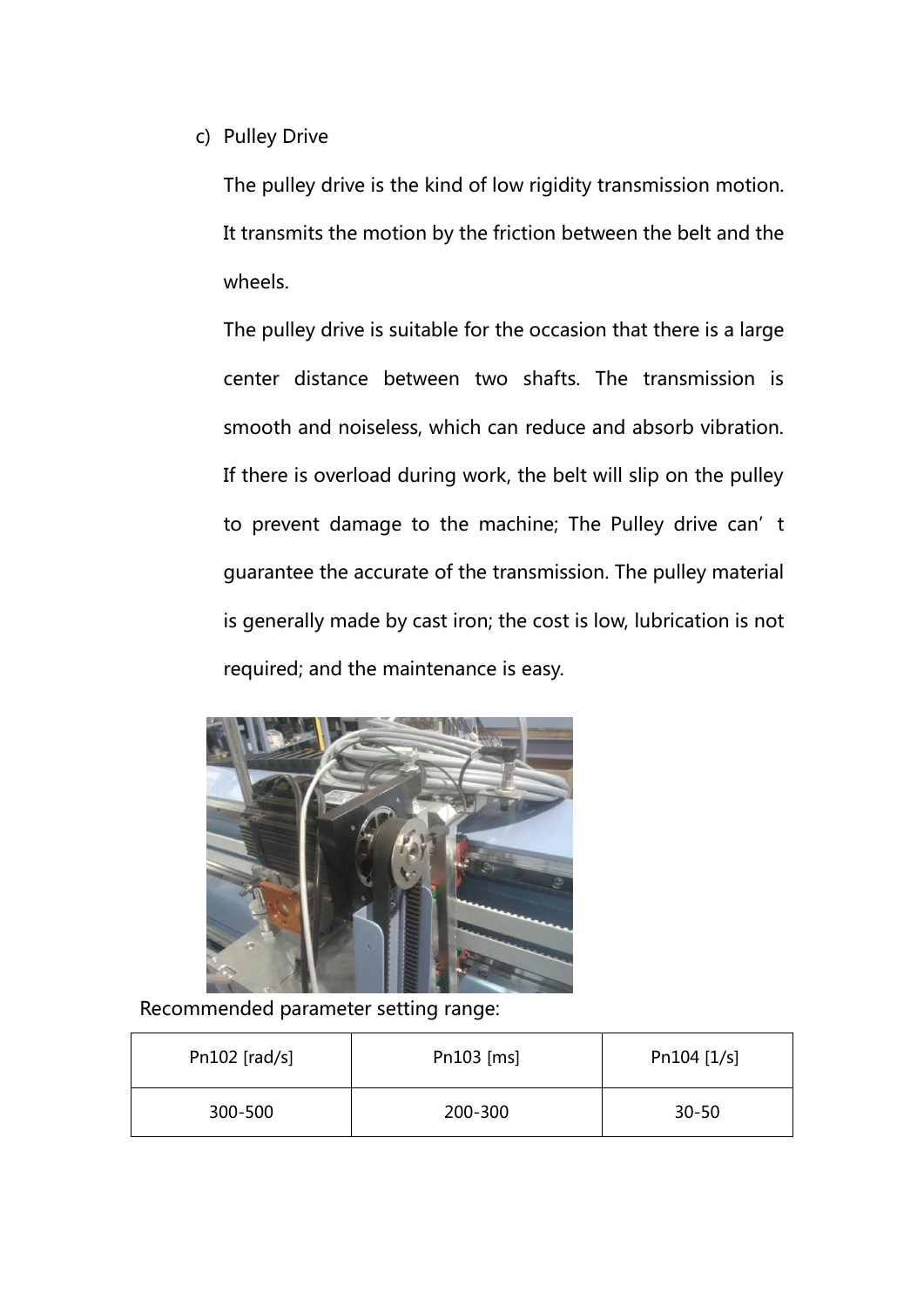c) Pulley Drive

The pulley drive is the kind of low rigidity transmission motion. It transmits the motion by the friction between the belt and the wheels.

The pulley drive is suitable for the occasion that there is a large center distance between two shafts. The transmission is smooth and noiseless, which can reduce and absorb vibration. If there is overload during work, the belt will slip on the pulley to prevent damage to the machine; The Pulley drive can't guarantee the accurate of the transmission. The pulley material is generally made by cast iron; the cost is low, lubrication is not required; and the maintenance is easy.

Recommended parameter setting range:

| Pn102 [rad/s] | Pn103 [ms] | Pn104 [1/s] |
|---|---|---|
| 300-500 | 200-300 | 30-50 |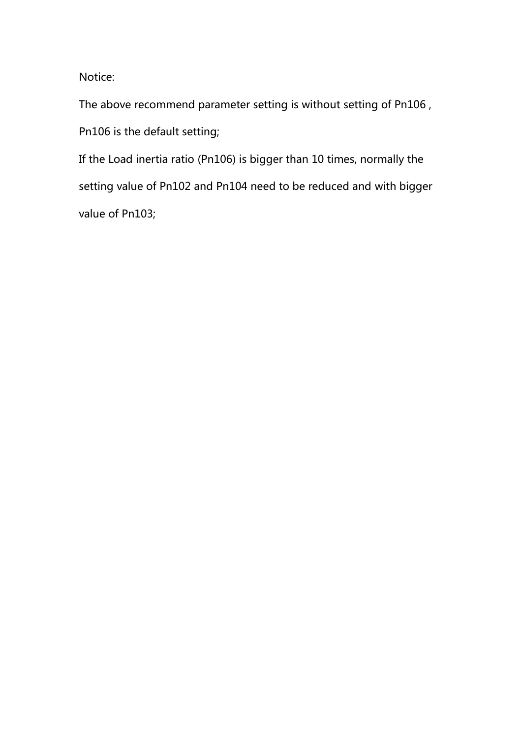Notice:

The above recommend parameter setting is without setting of Pn106 , Pn106 is the default setting;

If the Load inertia ratio (Pn106) is bigger than 10 times, normally the setting value of Pn102 and Pn104 need to be reduced and with bigger value of Pn103;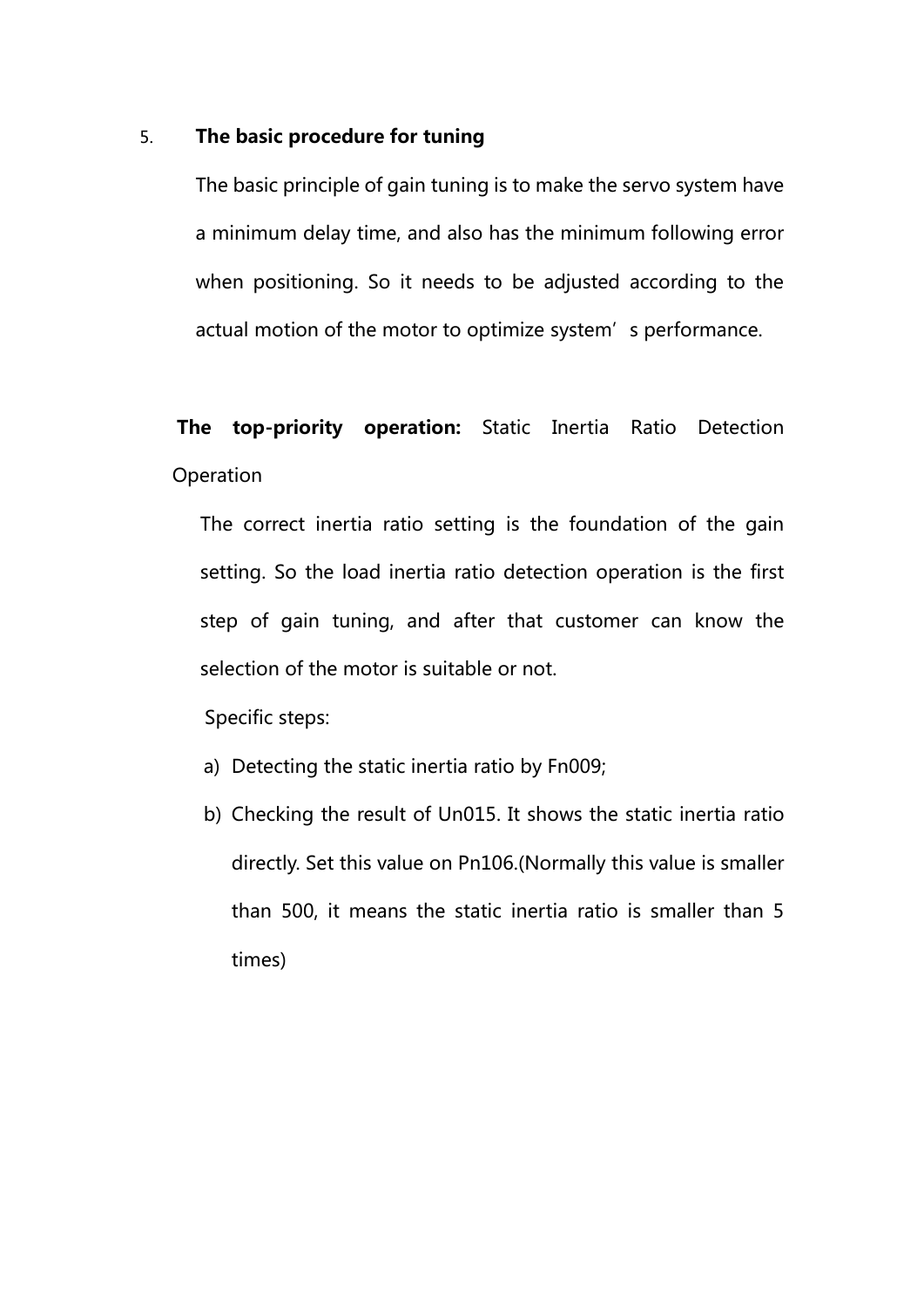5. **The basic procedure for tuning**

The basic principle of gain tuning is to make the servo system have a minimum delay time, and also has the minimum following error when positioning. So it needs to be adjusted according to the actual motion of the motor to optimize system's performance.

**The top-priority operation:** Static Inertia Ratio Detection Operation

The correct inertia ratio setting is the foundation of the gain setting. So the load inertia ratio detection operation is the first step of gain tuning, and after that customer can know the selection of the motor is suitable or not.

Specific steps:

a) Detecting the static inertia ratio by Fn009;
b) Checking the result of Un015. It shows the static inertia ratio directly. Set this value on Pn106.(Normally this value is smaller than 500, it means the static inertia ratio is smaller than 5 times)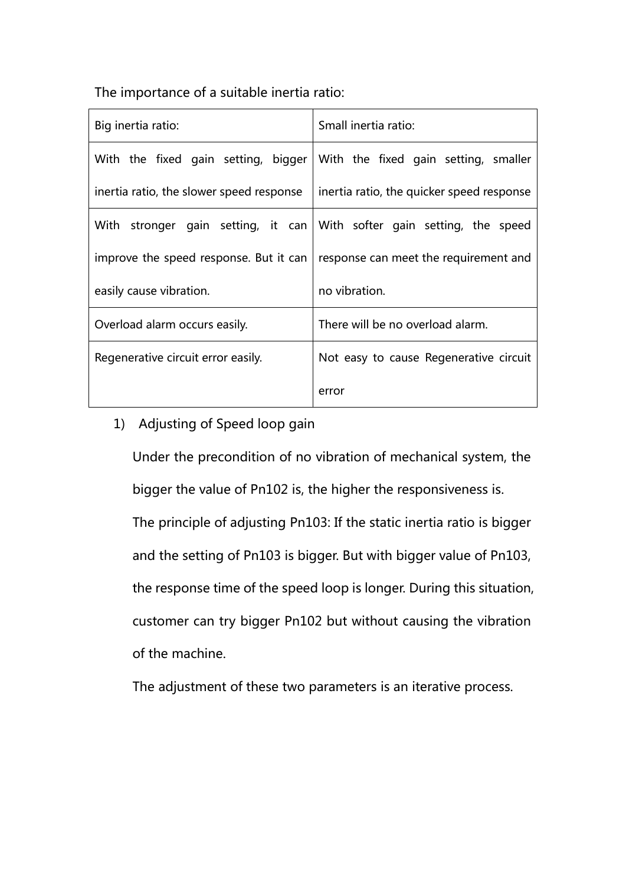The importance of a suitable inertia ratio:

| Big inertia ratio: | Small inertia ratio: |
| --- | --- |
| With the fixed gain setting, bigger inertia ratio, the slower speed response | With the fixed gain setting, smaller inertia ratio, the quicker speed response |
| With stronger gain setting, it can improve the speed response. But it can easily cause vibration. | With softer gain setting, the speed response can meet the requirement and no vibration. |
| Overload alarm occurs easily. | There will be no overload alarm. |
| Regenerative circuit error easily. | Not easy to cause Regenerative circuit error |

1) Adjusting of Speed loop gain

   Under the precondition of no vibration of mechanical system, the bigger the value of Pn102 is, the higher the responsiveness is.

   The principle of adjusting Pn103: If the static inertia ratio is bigger and the setting of Pn103 is bigger. But with bigger value of Pn103, the response time of the speed loop is longer. During this situation, customer can try bigger Pn102 but without causing the vibration of the machine.

   The adjustment of these two parameters is an iterative process.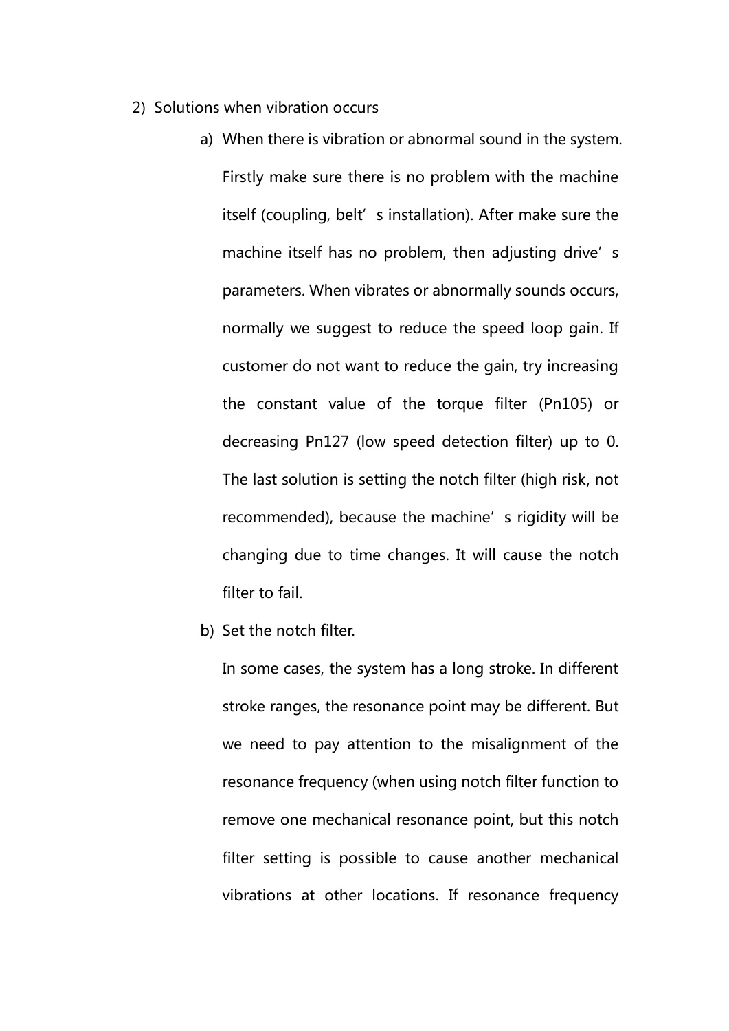2) Solutions when vibration occurs

a) When there is vibration or abnormal sound in the system. Firstly make sure there is no problem with the machine itself (coupling, belt’s installation). After make sure the machine itself has no problem, then adjusting drive’s parameters. When vibrates or abnormally sounds occurs, normally we suggest to reduce the speed loop gain. If customer do not want to reduce the gain, try increasing the constant value of the torque filter (Pn105) or decreasing Pn127 (low speed detection filter) up to 0. The last solution is setting the notch filter (high risk, not recommended), because the machine’s rigidity will be changing due to time changes. It will cause the notch filter to fail.

b) Set the notch filter.

In some cases, the system has a long stroke. In different stroke ranges, the resonance point may be different. But we need to pay attention to the misalignment of the resonance frequency (when using notch filter function to remove one mechanical resonance point, but this notch filter setting is possible to cause another mechanical vibrations at other locations. If resonance frequency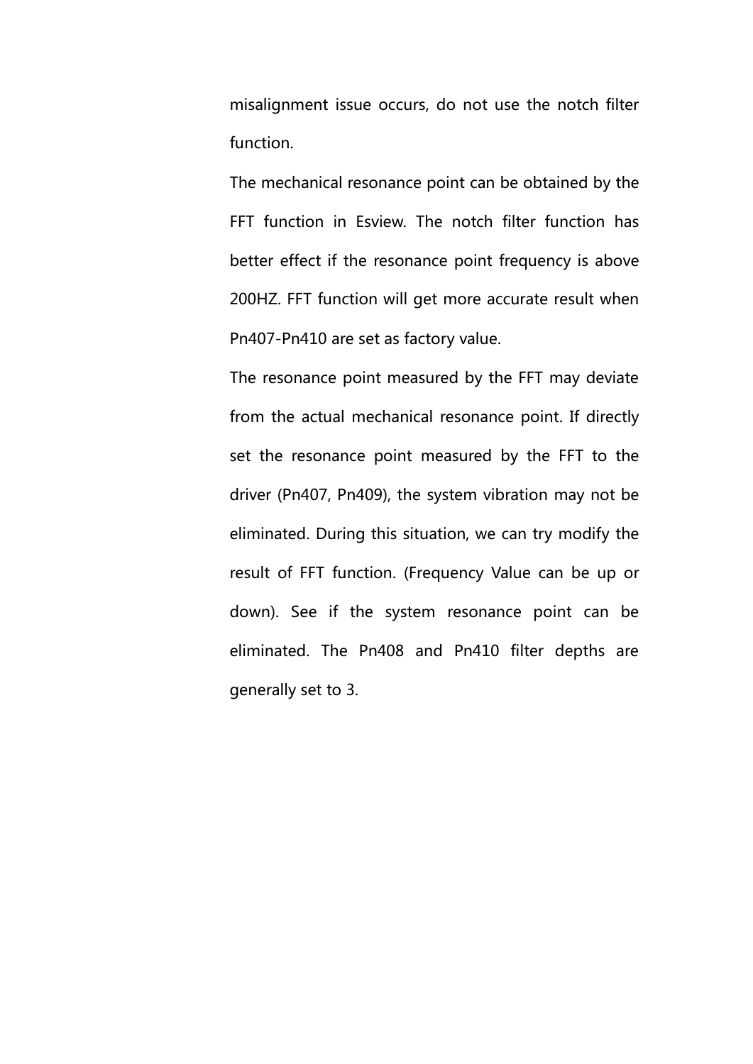misalignment issue occurs, do not use the notch filter function.

The mechanical resonance point can be obtained by the FFT function in Esview. The notch filter function has better effect if the resonance point frequency is above 200HZ. FFT function will get more accurate result when Pn407-Pn410 are set as factory value.

The resonance point measured by the FFT may deviate from the actual mechanical resonance point. If directly set the resonance point measured by the FFT to the driver (Pn407, Pn409), the system vibration may not be eliminated. During this situation, we can try modify the result of FFT function. (Frequency Value can be up or down). See if the system resonance point can be eliminated. The Pn408 and Pn410 filter depths are generally set to 3.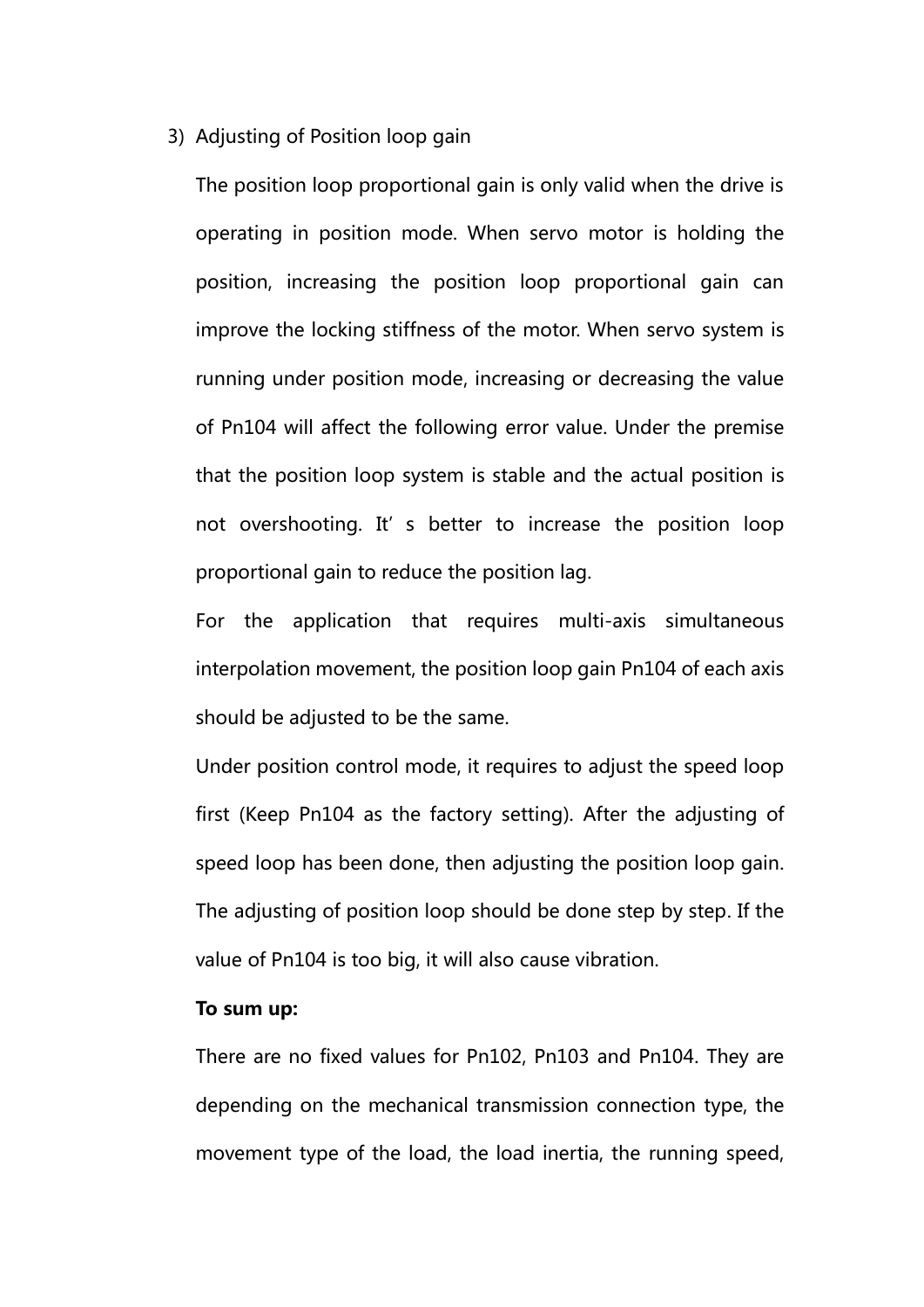3) Adjusting of Position loop gain

The position loop proportional gain is only valid when the drive is operating in position mode. When servo motor is holding the position, increasing the position loop proportional gain can improve the locking stiffness of the motor. When servo system is running under position mode, increasing or decreasing the value of Pn104 will affect the following error value. Under the premise that the position loop system is stable and the actual position is not overshooting. It' s better to increase the position loop proportional gain to reduce the position lag.

For the application that requires multi-axis simultaneous interpolation movement, the position loop gain Pn104 of each axis should be adjusted to be the same.

Under position control mode, it requires to adjust the speed loop first (Keep Pn104 as the factory setting). After the adjusting of speed loop has been done, then adjusting the position loop gain. The adjusting of position loop should be done step by step. If the value of Pn104 is too big, it will also cause vibration.

**To sum up:**

There are no fixed values for Pn102, Pn103 and Pn104. They are depending on the mechanical transmission connection type, the movement type of the load, the load inertia, the running speed,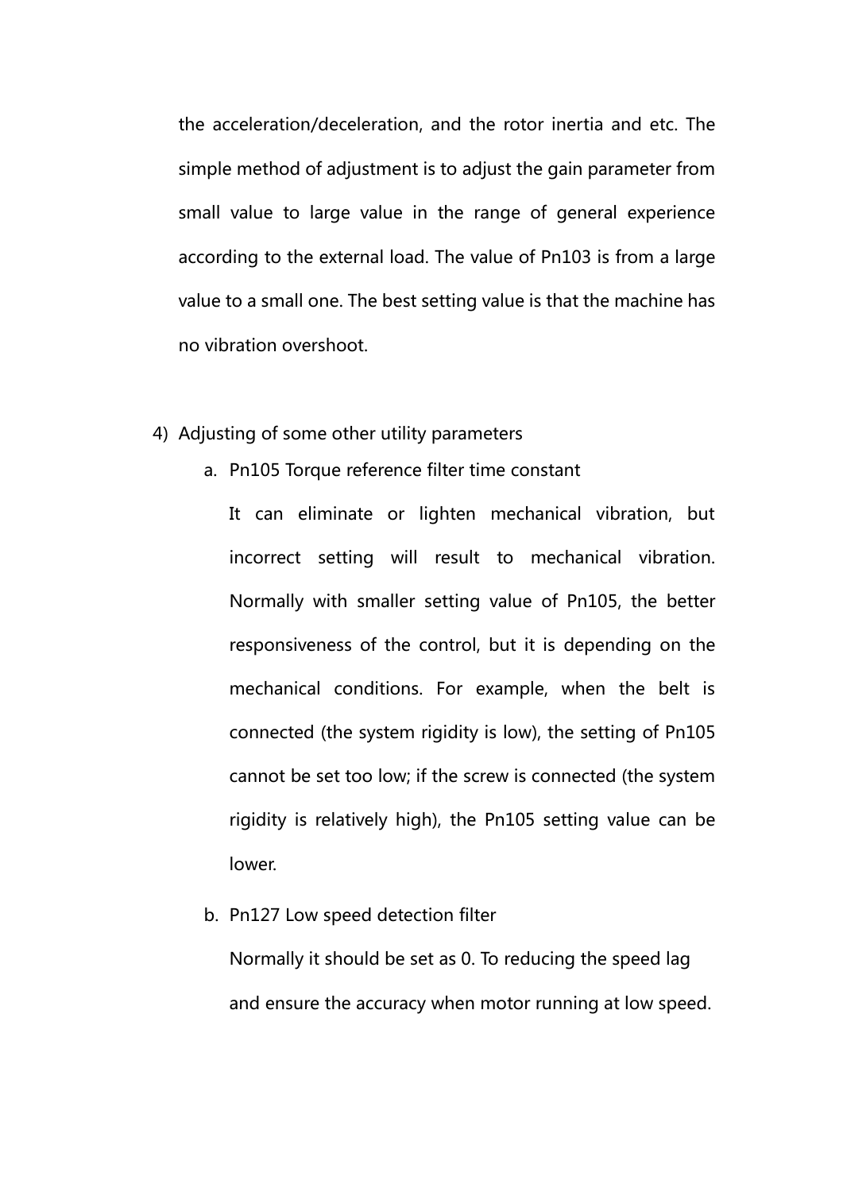the acceleration/deceleration, and the rotor inertia and etc. The simple method of adjustment is to adjust the gain parameter from small value to large value in the range of general experience according to the external load. The value of Pn103 is from a large value to a small one. The best setting value is that the machine has no vibration overshoot.

4) Adjusting of some other utility parameters

   a. Pn105 Torque reference filter time constant

      It can eliminate or lighten mechanical vibration, but incorrect setting will result to mechanical vibration. Normally with smaller setting value of Pn105, the better responsiveness of the control, but it is depending on the mechanical conditions. For example, when the belt is connected (the system rigidity is low), the setting of Pn105 cannot be set too low; if the screw is connected (the system rigidity is relatively high), the Pn105 setting value can be lower.

   b. Pn127 Low speed detection filter

      Normally it should be set as 0. To reducing the speed lag and ensure the accuracy when motor running at low speed.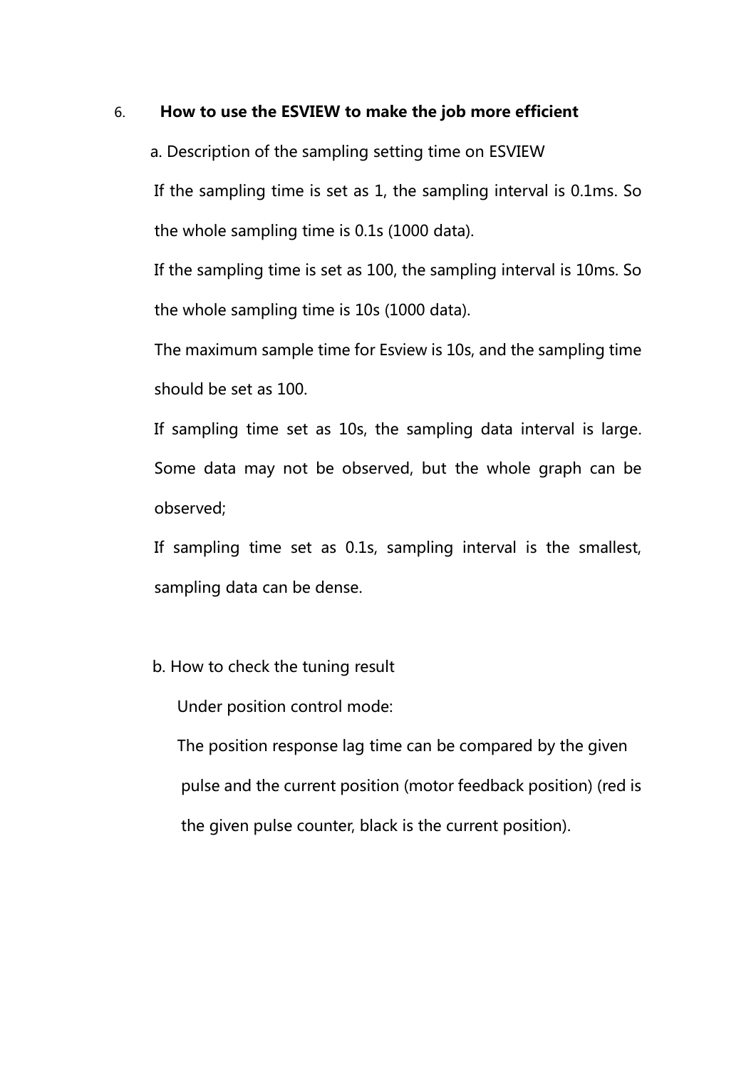## 6. How to use the ESVIEW to make the job more efficient

a. Description of the sampling setting time on ESVIEW

If the sampling time is set as 1, the sampling interval is 0.1ms. So the whole sampling time is 0.1s (1000 data).

If the sampling time is set as 100, the sampling interval is 10ms. So the whole sampling time is 10s (1000 data).

The maximum sample time for Esview is 10s, and the sampling time should be set as 100.

If sampling time set as 10s, the sampling data interval is large. Some data may not be observed, but the whole graph can be observed;

If sampling time set as 0.1s, sampling interval is the smallest, sampling data can be dense.

b. How to check the tuning result

Under position control mode:

The position response lag time can be compared by the given pulse and the current position (motor feedback position) (red is the given pulse counter, black is the current position).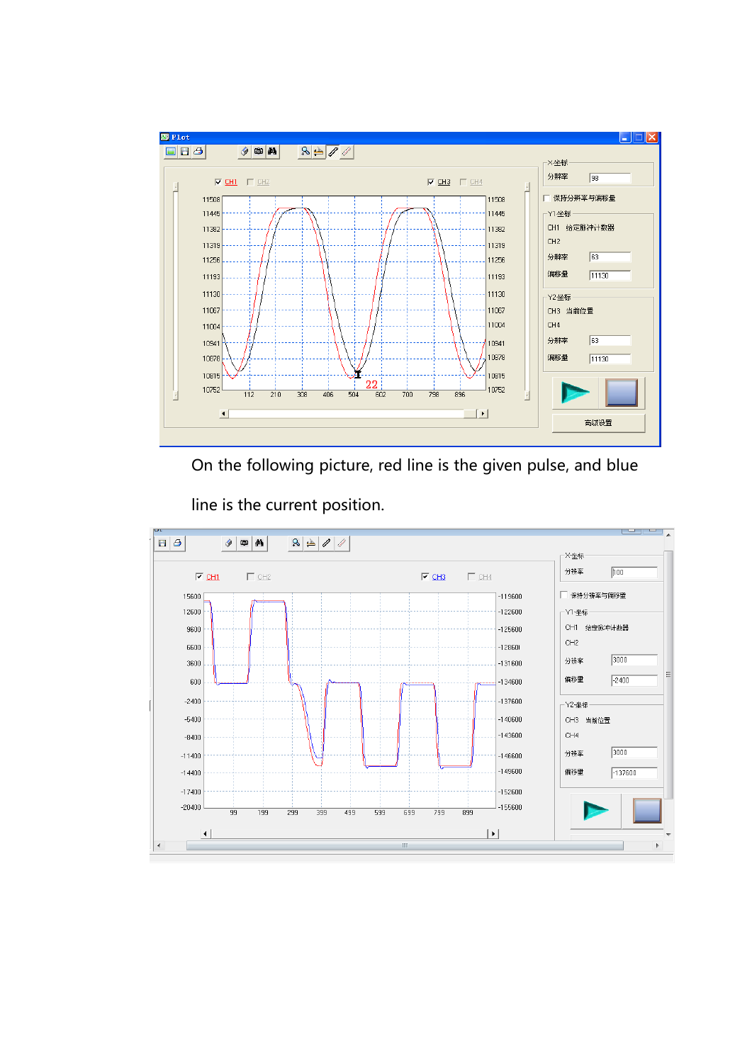On the following picture, red line is the given pulse, and blue line is the current position.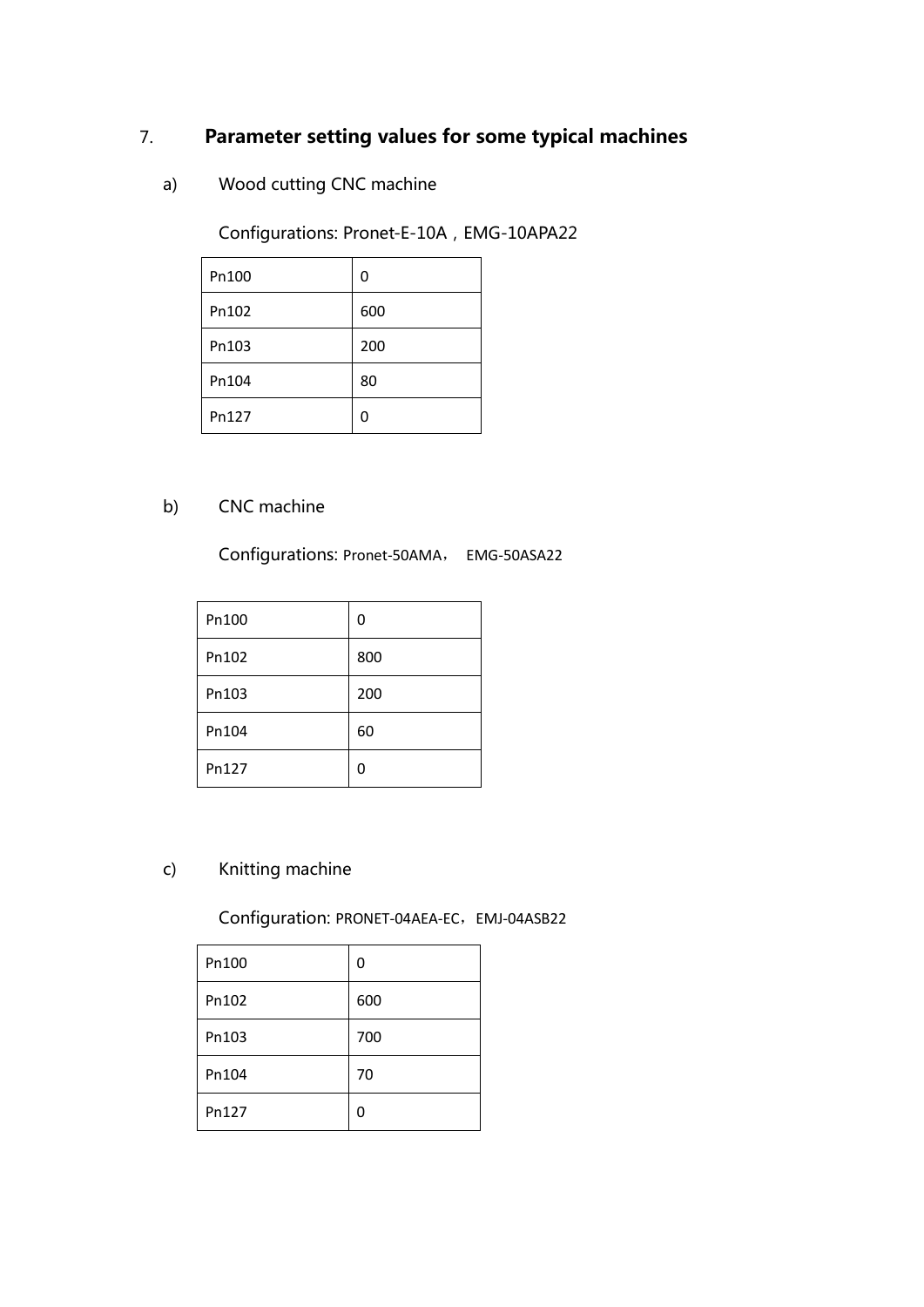## 7. Parameter setting values for some typical machines

a) Wood cutting CNC machine

Configurations: Pronet-E-10A，EMG-10APA22

| | |
|---|---|
| Pn100 | 0 |
| Pn102 | 600 |
| Pn103 | 200 |
| Pn104 | 80 |
| Pn127 | 0 |

b) CNC machine

Configurations: Pronet-50AMA， EMG-50ASA22

| | |
|---|---|
| Pn100 | 0 |
| Pn102 | 800 |
| Pn103 | 200 |
| Pn104 | 60 |
| Pn127 | 0 |

c) Knitting machine

Configuration: PRONET-04AEA-EC，EMJ-04ASB22

| | |
|---|---|
| Pn100 | 0 |
| Pn102 | 600 |
| Pn103 | 700 |
| Pn104 | 70 |
| Pn127 | 0 |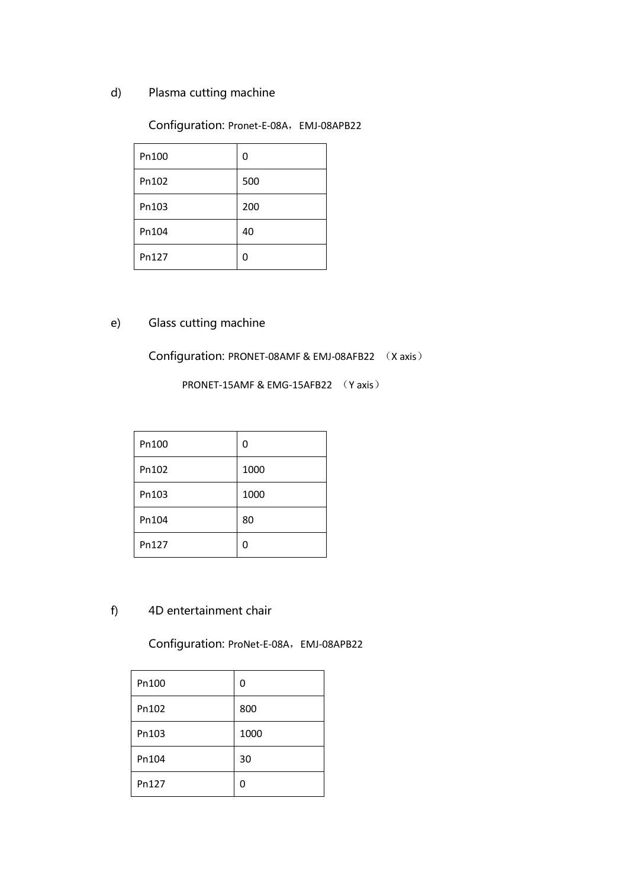d) Plasma cutting machine

Configuration: Pronet-E-08A，EMJ-08APB22

| | |
|---|---|
| Pn100 | 0 |
| Pn102 | 500 |
| Pn103 | 200 |
| Pn104 | 40 |
| Pn127 | 0 |

e) Glass cutting machine

Configuration: PRONET-08AMF & EMJ-08AFB22 （X axis）

PRONET-15AMF & EMG-15AFB22 （Y axis）

| | |
|---|---|
| Pn100 | 0 |
| Pn102 | 1000 |
| Pn103 | 1000 |
| Pn104 | 80 |
| Pn127 | 0 |

f) 4D entertainment chair

Configuration: ProNet-E-08A，EMJ-08APB22

| | |
|---|---|
| Pn100 | 0 |
| Pn102 | 800 |
| Pn103 | 1000 |
| Pn104 | 30 |
| Pn127 | 0 |